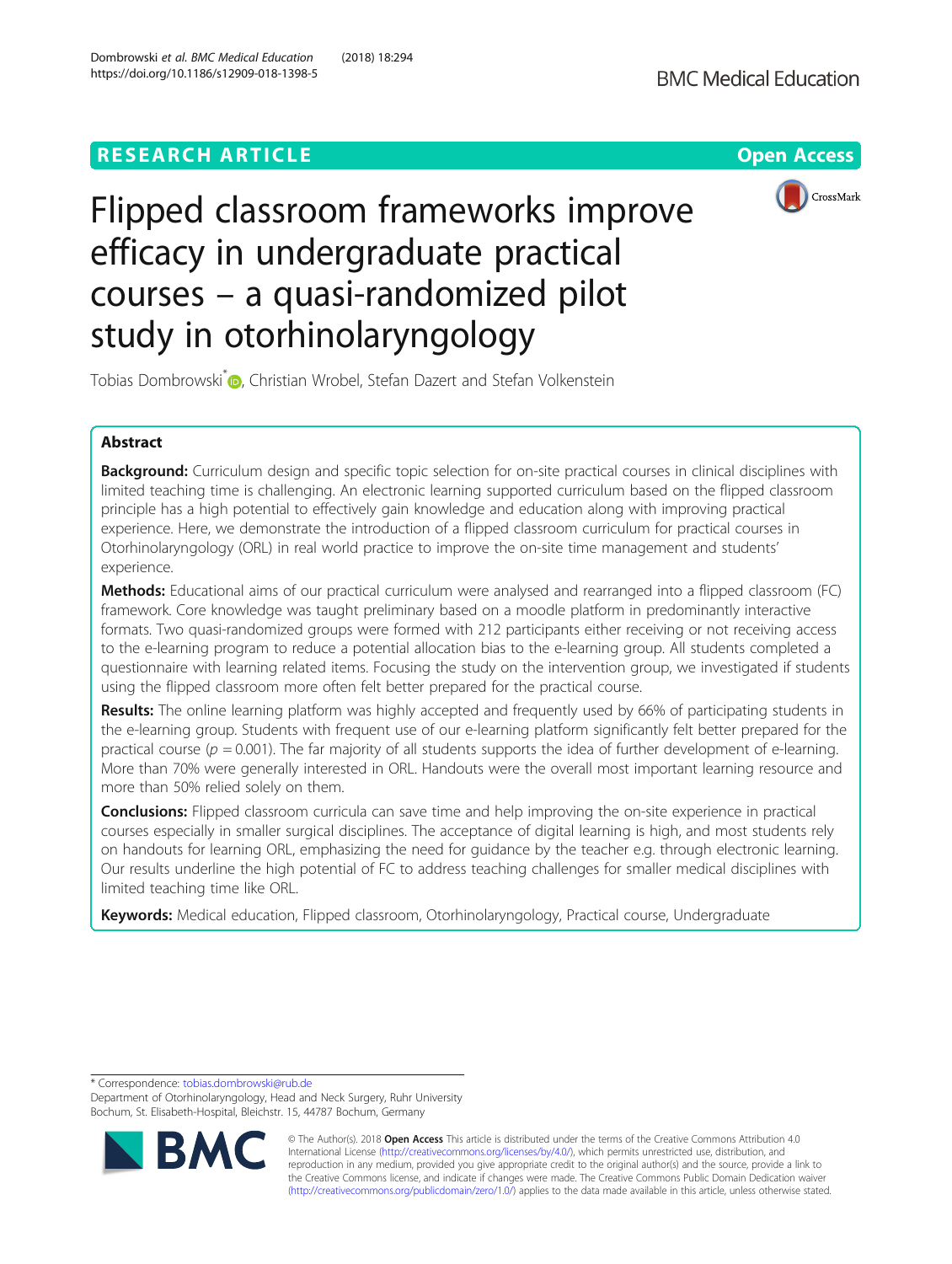RESEARCH ARTICLE

Open Access

# Flipped classroom frameworks improve efficacy in undergraduate practical courses – a quasi-randomized pilot study in otorhinolaryngology

Tobias Dombrowski*, Christian Wrobel, Stefan Dazert and Stefan Volkenstein

## Abstract

**Background:** Curriculum design and specific topic selection for on-site practical courses in clinical disciplines with limited teaching time is challenging. An electronic learning supported curriculum based on the flipped classroom principle has a high potential to effectively gain knowledge and education along with improving practical experience. Here, we demonstrate the introduction of a flipped classroom curriculum for practical courses in Otorhinolaryngology (ORL) in real world practice to improve the on-site time management and students' experience.

**Methods:** Educational aims of our practical curriculum were analysed and rearranged into a flipped classroom (FC) framework. Core knowledge was taught preliminary based on a moodle platform in predominantly interactive formats. Two quasi-randomized groups were formed with 212 participants either receiving or not receiving access to the e-learning program to reduce a potential allocation bias to the e-learning group. All students completed a questionnaire with learning related items. Focusing the study on the intervention group, we investigated if students using the flipped classroom more often felt better prepared for the practical course.

**Results:** The online learning platform was highly accepted and frequently used by 66% of participating students in the e-learning group. Students with frequent use of our e-learning platform significantly felt better prepared for the practical course ($p = 0.001$). The far majority of all students supports the idea of further development of e-learning. More than 70% were generally interested in ORL. Handouts were the overall most important learning resource and more than 50% relied solely on them.

**Conclusions:** Flipped classroom curricula can save time and help improving the on-site experience in practical courses especially in smaller surgical disciplines. The acceptance of digital learning is high, and most students rely on handouts for learning ORL, emphasizing the need for guidance by the teacher e.g. through electronic learning. Our results underline the high potential of FC to address teaching challenges for smaller medical disciplines with limited teaching time like ORL.

**Keywords:** Medical education, Flipped classroom, Otorhinolaryngology, Practical course, Undergraduate

---

* Correspondence: tobias.dombrowski@rub.de
Department of Otorhinolaryngology, Head and Neck Surgery, Ruhr University Bochum, St. Elisabeth-Hospital, Bleichstr. 15, 44787 Bochum, Germany

© The Author(s). 2018 **Open Access** This article is distributed under the terms of the Creative Commons Attribution 4.0 International License (http://creativecommons.org/licenses/by/4.0/), which permits unrestricted use, distribution, and reproduction in any medium, provided you give appropriate credit to the original author(s) and the source, provide a link to the Creative Commons license, and indicate if changes were made. The Creative Commons Public Domain Dedication waiver (http://creativecommons.org/publicdomain/zero/1.0/) applies to the data made available in this article, unless otherwise stated.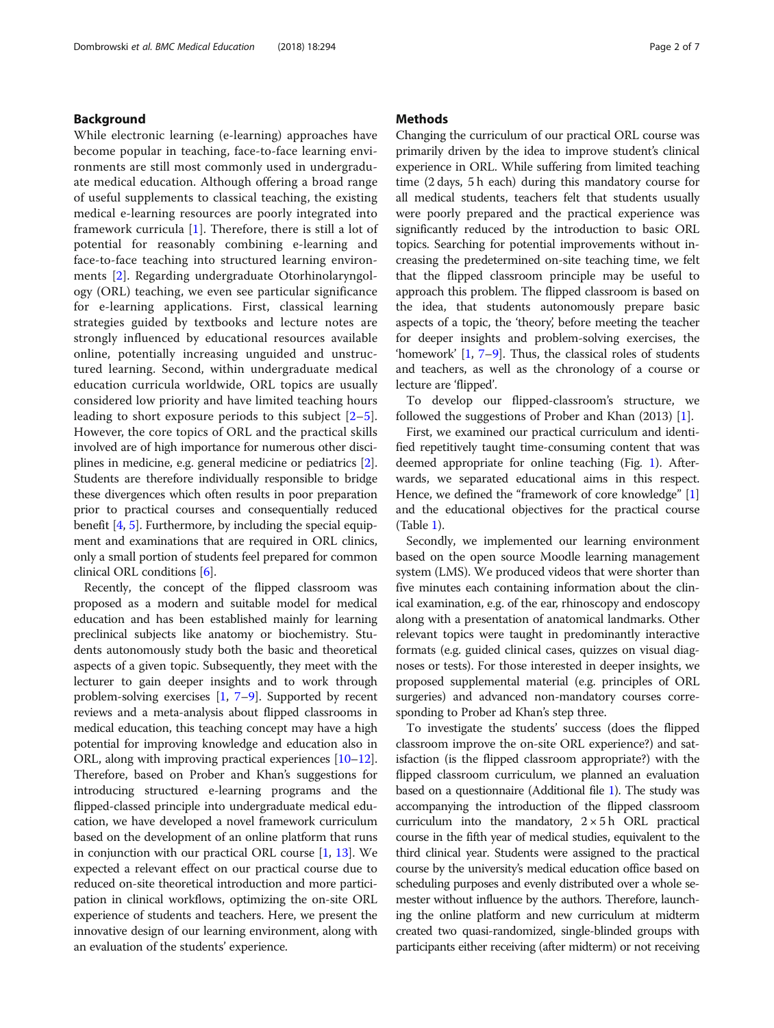## Background

While electronic learning (e-learning) approaches have become popular in teaching, face-to-face learning environments are still most commonly used in undergraduate medical education. Although offering a broad range of useful supplements to classical teaching, the existing medical e-learning resources are poorly integrated into framework curricula [1]. Therefore, there is still a lot of potential for reasonably combining e-learning and face-to-face teaching into structured learning environments [2]. Regarding undergraduate Otorhinolaryngology (ORL) teaching, we even see particular significance for e-learning applications. First, classical learning strategies guided by textbooks and lecture notes are strongly influenced by educational resources available online, potentially increasing unguided and unstructured learning. Second, within undergraduate medical education curricula worldwide, ORL topics are usually considered low priority and have limited teaching hours leading to short exposure periods to this subject [2–5]. However, the core topics of ORL and the practical skills involved are of high importance for numerous other disciplines in medicine, e.g. general medicine or pediatrics [2]. Students are therefore individually responsible to bridge these divergences which often results in poor preparation prior to practical courses and consequentially reduced benefit [4, 5]. Furthermore, by including the special equipment and examinations that are required in ORL clinics, only a small portion of students feel prepared for common clinical ORL conditions [6].

Recently, the concept of the flipped classroom was proposed as a modern and suitable model for medical education and has been established mainly for learning preclinical subjects like anatomy or biochemistry. Students autonomously study both the basic and theoretical aspects of a given topic. Subsequently, they meet with the lecturer to gain deeper insights and to work through problem-solving exercises [1, 7–9]. Supported by recent reviews and a meta-analysis about flipped classrooms in medical education, this teaching concept may have a high potential for improving knowledge and education also in ORL, along with improving practical experiences [10–12]. Therefore, based on Prober and Khan's suggestions for introducing structured e-learning programs and the flipped-classed principle into undergraduate medical education, we have developed a novel framework curriculum based on the development of an online platform that runs in conjunction with our practical ORL course [1, 13]. We expected a relevant effect on our practical course due to reduced on-site theoretical introduction and more participation in clinical workflows, optimizing the on-site ORL experience of students and teachers. Here, we present the innovative design of our learning environment, along with an evaluation of the students' experience.

## Methods

Changing the curriculum of our practical ORL course was primarily driven by the idea to improve student's clinical experience in ORL. While suffering from limited teaching time (2 days, 5 h each) during this mandatory course for all medical students, teachers felt that students usually were poorly prepared and the practical experience was significantly reduced by the introduction to basic ORL topics. Searching for potential improvements without increasing the predetermined on-site teaching time, we felt that the flipped classroom principle may be useful to approach this problem. The flipped classroom is based on the idea, that students autonomously prepare basic aspects of a topic, the 'theory', before meeting the teacher for deeper insights and problem-solving exercises, the 'homework' [1, 7–9]. Thus, the classical roles of students and teachers, as well as the chronology of a course or lecture are 'flipped'.

To develop our flipped-classroom's structure, we followed the suggestions of Prober and Khan (2013) [1].

First, we examined our practical curriculum and identified repetitively taught time-consuming content that was deemed appropriate for online teaching (Fig. 1). Afterwards, we separated educational aims in this respect. Hence, we defined the "framework of core knowledge" [1] and the educational objectives for the practical course (Table 1).

Secondly, we implemented our learning environment based on the open source Moodle learning management system (LMS). We produced videos that were shorter than five minutes each containing information about the clinical examination, e.g. of the ear, rhinoscopy and endoscopy along with a presentation of anatomical landmarks. Other relevant topics were taught in predominantly interactive formats (e.g. guided clinical cases, quizzes on visual diagnoses or tests). For those interested in deeper insights, we proposed supplemental material (e.g. principles of ORL surgeries) and advanced non-mandatory courses corresponding to Prober ad Khan's step three.

To investigate the students' success (does the flipped classroom improve the on-site ORL experience?) and satisfaction (is the flipped classroom appropriate?) with the flipped classroom curriculum, we planned an evaluation based on a questionnaire (Additional file 1). The study was accompanying the introduction of the flipped classroom curriculum into the mandatory, 2 × 5 h ORL practical course in the fifth year of medical studies, equivalent to the third clinical year. Students were assigned to the practical course by the university's medical education office based on scheduling purposes and evenly distributed over a whole semester without influence by the authors. Therefore, launching the online platform and new curriculum at midterm created two quasi-randomized, single-blinded groups with participants either receiving (after midterm) or not receiving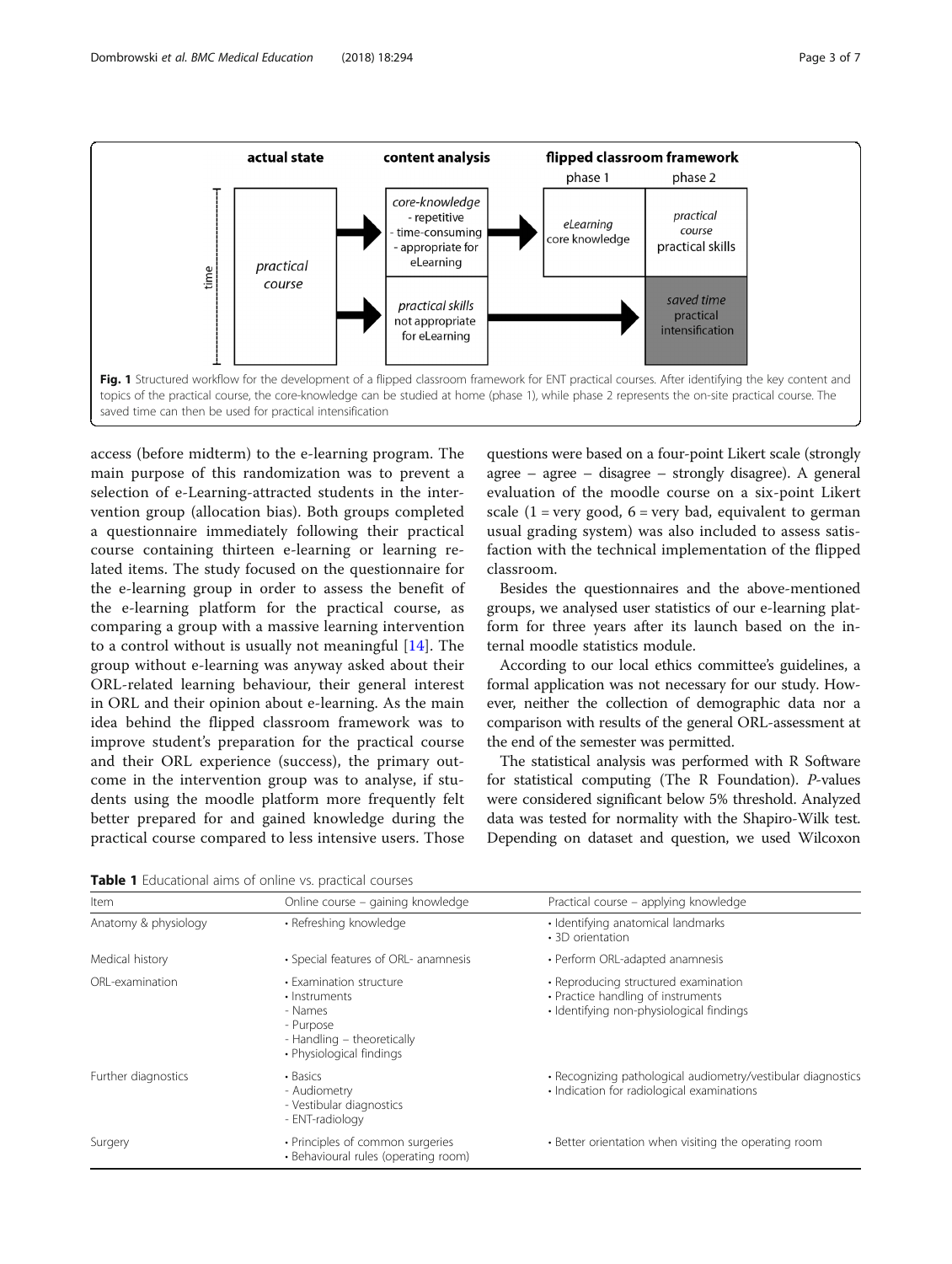Fig. 1 Structured workflow for the development of a flipped classroom framework for ENT practical courses. After identifying the key content and topics of the practical course, the core-knowledge can be studied at home (phase 1), while phase 2 represents the on-site practical course. The saved time can then be used for practical intensification

access (before midterm) to the e-learning program. The main purpose of this randomization was to prevent a selection of e-Learning-attracted students in the intervention group (allocation bias). Both groups completed a questionnaire immediately following their practical course containing thirteen e-learning or learning related items. The study focused on the questionnaire for the e-learning group in order to assess the benefit of the e-learning platform for the practical course, as comparing a group with a massive learning intervention to a control without is usually not meaningful [14]. The group without e-learning was anyway asked about their ORL-related learning behaviour, their general interest in ORL and their opinion about e-learning. As the main idea behind the flipped classroom framework was to improve student's preparation for the practical course and their ORL experience (success), the primary outcome in the intervention group was to analyse, if students using the moodle platform more frequently felt better prepared for and gained knowledge during the practical course compared to less intensive users. Those questions were based on a four-point Likert scale (strongly agree – agree – disagree – strongly disagree). A general evaluation of the moodle course on a six-point Likert scale (1 = very good, 6 = very bad, equivalent to german usual grading system) was also included to assess satisfaction with the technical implementation of the flipped classroom.

Besides the questionnaires and the above-mentioned groups, we analysed user statistics of our e-learning platform for three years after its launch based on the internal moodle statistics module.

According to our local ethics committee's guidelines, a formal application was not necessary for our study. However, neither the collection of demographic data nor a comparison with results of the general ORL-assessment at the end of the semester was permitted.

The statistical analysis was performed with R Software for statistical computing (The R Foundation). *P*-values were considered significant below 5% threshold. Analyzed data was tested for normality with the Shapiro-Wilk test. Depending on dataset and question, we used Wilcoxon

**Table 1** Educational aims of online vs. practical courses

| Item | Online course – gaining knowledge | Practical course – applying knowledge |
|---|---|---|
| Anatomy & physiology | • Refreshing knowledge | • Identifying anatomical landmarks<br>• 3D orientation |
| Medical history | • Special features of ORL- anamnesis | • Perform ORL-adapted anamnesis |
| ORL-examination | • Examination structure<br>• Instruments<br>- Names<br>- Purpose<br>- Handling – theoretically<br>• Physiological findings | • Reproducing structured examination<br>• Practice handling of instruments<br>• Identifying non-physiological findings |
| Further diagnostics | • Basics<br>- Audiometry<br>- Vestibular diagnostics<br>- ENT-radiology | • Recognizing pathological audiometry/vestibular diagnostics<br>• Indication for radiological examinations |
| Surgery | • Principles of common surgeries<br>• Behavioural rules (operating room) | • Better orientation when visiting the operating room |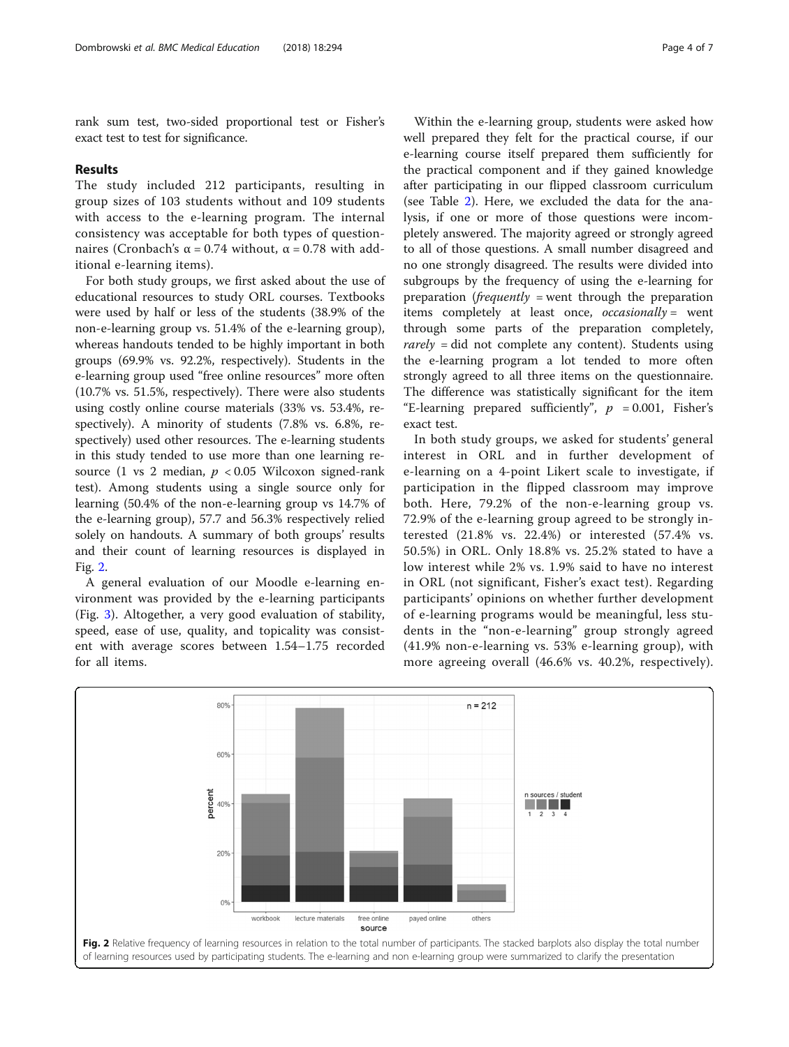rank sum test, two-sided proportional test or Fisher's exact test to test for significance.

## Results

The study included 212 participants, resulting in group sizes of 103 students without and 109 students with access to the e-learning program. The internal consistency was acceptable for both types of questionnaires (Cronbach's α = 0.74 without, α = 0.78 with additional e-learning items).

For both study groups, we first asked about the use of educational resources to study ORL courses. Textbooks were used by half or less of the students (38.9% of the non-e-learning group vs. 51.4% of the e-learning group), whereas handouts tended to be highly important in both groups (69.9% vs. 92.2%, respectively). Students in the e-learning group used "free online resources" more often (10.7% vs. 51.5%, respectively). There were also students using costly online course materials (33% vs. 53.4%, respectively). A minority of students (7.8% vs. 6.8%, respectively) used other resources. The e-learning students in this study tended to use more than one learning resource (1 vs 2 median, $p < 0.05$ Wilcoxon signed-rank test). Among students using a single source only for learning (50.4% of the non-e-learning group vs 14.7% of the e-learning group), 57.7 and 56.3% respectively relied solely on handouts. A summary of both groups' results and their count of learning resources is displayed in Fig. 2.

A general evaluation of our Moodle e-learning environment was provided by the e-learning participants (Fig. 3). Altogether, a very good evaluation of stability, speed, ease of use, quality, and topicality was consistent with average scores between 1.54–1.75 recorded for all items.

Within the e-learning group, students were asked how well prepared they felt for the practical course, if our e-learning course itself prepared them sufficiently for the practical component and if they gained knowledge after participating in our flipped classroom curriculum (see Table 2). Here, we excluded the data for the analysis, if one or more of those questions were incompletely answered. The majority agreed or strongly agreed to all of those questions. A small number disagreed and no one strongly disagreed. The results were divided into subgroups by the frequency of using the e-learning for preparation (*frequently* = went through the preparation items completely at least once, *occasionally* = went through some parts of the preparation completely, *rarely* = did not complete any content). Students using the e-learning program a lot tended to more often strongly agreed to all three items on the questionnaire. The difference was statistically significant for the item "E-learning prepared sufficiently", $p = 0.001$, Fisher's exact test.

In both study groups, we asked for students' general interest in ORL and in further development of e-learning on a 4-point Likert scale to investigate, if participation in the flipped classroom may improve both. Here, 79.2% of the non-e-learning group vs. 72.9% of the e-learning group agreed to be strongly interested (21.8% vs. 22.4%) or interested (57.4% vs. 50.5%) in ORL. Only 18.8% vs. 25.2% stated to have a low interest while 2% vs. 1.9% said to have no interest in ORL (not significant, Fisher's exact test). Regarding participants' opinions on whether further development of e-learning programs would be meaningful, less students in the "non-e-learning" group strongly agreed (41.9% non-e-learning vs. 53% e-learning group), with more agreeing overall (46.6% vs. 40.2%, respectively).

**Fig. 2** Relative frequency of learning resources in relation to the total number of participants. The stacked barplots also display the total number of learning resources used by participating students. The e-learning and non e-learning group were summarized to clarify the presentation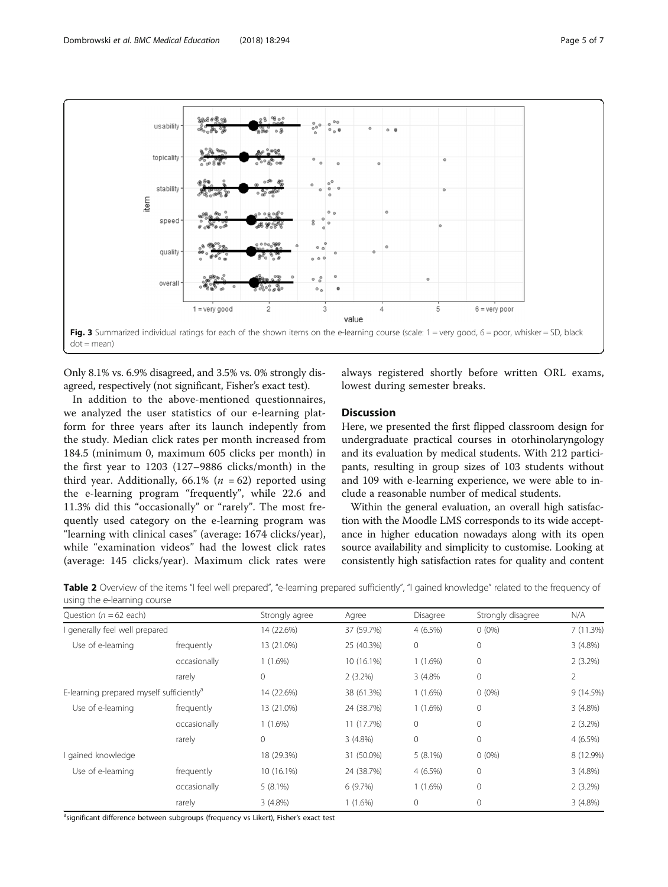Fig. 3 Summarized individual ratings for each of the shown items on the e-learning course (scale: 1 = very good, 6 = poor, whisker = SD, black dot = mean)

Only 8.1% vs. 6.9% disagreed, and 3.5% vs. 0% strongly disagreed, respectively (not significant, Fisher's exact test).

In addition to the above-mentioned questionnaires, we analyzed the user statistics of our e-learning platform for three years after its launch indepently from the study. Median click rates per month increased from 184.5 (minimum 0, maximum 605 clicks per month) in the first year to 1203 (127–9886 clicks/month) in the third year. Additionally, 66.1% ($n$ = 62) reported using the e-learning program "frequently", while 22.6 and 11.3% did this "occasionally" or "rarely". The most frequently used category on the e-learning program was "learning with clinical cases" (average: 1674 clicks/year), while "examination videos" had the lowest click rates (average: 145 clicks/year). Maximum click rates were always registered shortly before written ORL exams, lowest during semester breaks.

## Discussion

Here, we presented the first flipped classroom design for undergraduate practical courses in otorhinolaryngology and its evaluation by medical students. With 212 participants, resulting in group sizes of 103 students without and 109 with e-learning experience, we were able to include a reasonable number of medical students.

Within the general evaluation, an overall high satisfaction with the Moodle LMS corresponds to its wide acceptance in higher education nowadays along with its open source availability and simplicity to customise. Looking at consistently high satisfaction rates for quality and content

**Table 2** Overview of the items "I feel well prepared", "e-learning prepared sufficiently", "I gained knowledge" related to the frequency of using the e-learning course

| Question ($n$ = 62 each) | | Strongly agree | Agree | Disagree | Strongly disagree | N/A |
|---|---|---|---|---|---|---|
| I generally feel well prepared | | 14 (22.6%) | 37 (59.7%) | 4 (6.5%) | 0 (0%) | 7 (11.3%) |
| Use of e-learning | frequently | 13 (21.0%) | 25 (40.3%) | 0 | 0 | 3 (4.8%) |
| | occasionally | 1 (1.6%) | 10 (16.1%) | 1 (1.6%) | 0 | 2 (3.2%) |
| | rarely | 0 | 2 (3.2%) | 3 (4.8% | 0 | 2 |
| E-learning prepared myself sufficiently[a] | | 14 (22.6%) | 38 (61.3%) | 1 (1.6%) | 0 (0%) | 9 (14.5%) |
| Use of e-learning | frequently | 13 (21.0%) | 24 (38.7%) | 1 (1.6%) | 0 | 3 (4.8%) |
| | occasionally | 1 (1.6%) | 11 (17.7%) | 0 | 0 | 2 (3.2%) |
| | rarely | 0 | 3 (4.8%) | 0 | 0 | 4 (6.5%) |
| I gained knowledge | | 18 (29.3%) | 31 (50.0%) | 5 (8.1%) | 0 (0%) | 8 (12.9%) |
| Use of e-learning | frequently | 10 (16.1%) | 24 (38.7%) | 4 (6.5%) | 0 | 3 (4.8%) |
| | occasionally | 5 (8.1%) | 6 (9.7%) | 1 (1.6%) | 0 | 2 (3.2%) |
| | rarely | 3 (4.8%) | 1 (1.6%) | 0 | 0 | 3 (4.8%) |

[a]significant difference between subgroups (frequency vs Likert), Fisher's exact test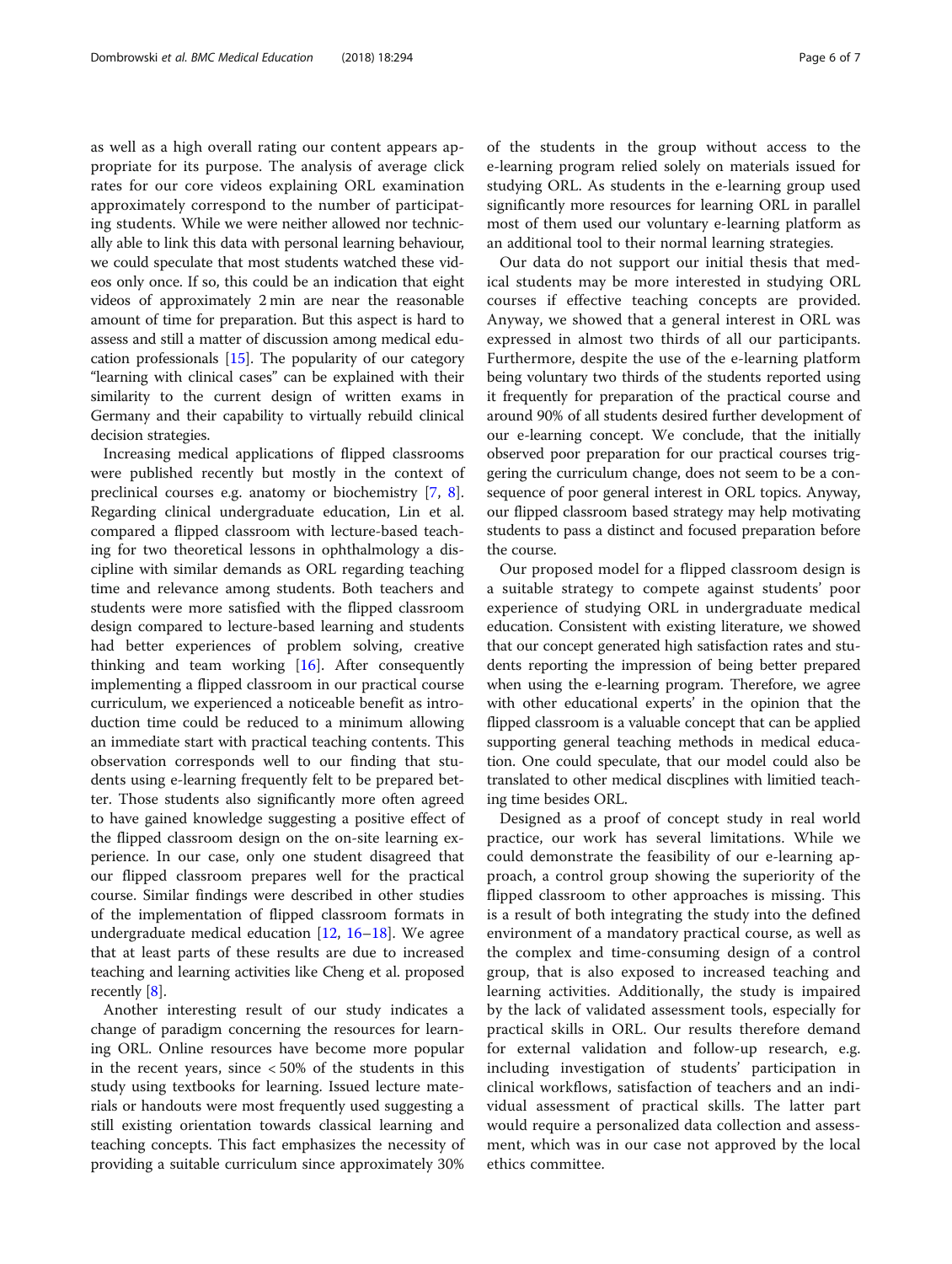as well as a high overall rating our content appears appropriate for its purpose. The analysis of average click rates for our core videos explaining ORL examination approximately correspond to the number of participating students. While we were neither allowed nor technically able to link this data with personal learning behaviour, we could speculate that most students watched these videos only once. If so, this could be an indication that eight videos of approximately 2 min are near the reasonable amount of time for preparation. But this aspect is hard to assess and still a matter of discussion among medical education professionals [15]. The popularity of our category "learning with clinical cases" can be explained with their similarity to the current design of written exams in Germany and their capability to virtually rebuild clinical decision strategies.

Increasing medical applications of flipped classrooms were published recently but mostly in the context of preclinical courses e.g. anatomy or biochemistry [7, 8]. Regarding clinical undergraduate education, Lin et al. compared a flipped classroom with lecture-based teaching for two theoretical lessons in ophthalmology a discipline with similar demands as ORL regarding teaching time and relevance among students. Both teachers and students were more satisfied with the flipped classroom design compared to lecture-based learning and students had better experiences of problem solving, creative thinking and team working [16]. After consequently implementing a flipped classroom in our practical course curriculum, we experienced a noticeable benefit as introduction time could be reduced to a minimum allowing an immediate start with practical teaching contents. This observation corresponds well to our finding that students using e-learning frequently felt to be prepared better. Those students also significantly more often agreed to have gained knowledge suggesting a positive effect of the flipped classroom design on the on-site learning experience. In our case, only one student disagreed that our flipped classroom prepares well for the practical course. Similar findings were described in other studies of the implementation of flipped classroom formats in undergraduate medical education [12, 16–18]. We agree that at least parts of these results are due to increased teaching and learning activities like Cheng et al. proposed recently [8].

Another interesting result of our study indicates a change of paradigm concerning the resources for learning ORL. Online resources have become more popular in the recent years, since < 50% of the students in this study using textbooks for learning. Issued lecture materials or handouts were most frequently used suggesting a still existing orientation towards classical learning and teaching concepts. This fact emphasizes the necessity of providing a suitable curriculum since approximately 30% of the students in the group without access to the e-learning program relied solely on materials issued for studying ORL. As students in the e-learning group used significantly more resources for learning ORL in parallel most of them used our voluntary e-learning platform as an additional tool to their normal learning strategies.

Our data do not support our initial thesis that medical students may be more interested in studying ORL courses if effective teaching concepts are provided. Anyway, we showed that a general interest in ORL was expressed in almost two thirds of all our participants. Furthermore, despite the use of the e-learning platform being voluntary two thirds of the students reported using it frequently for preparation of the practical course and around 90% of all students desired further development of our e-learning concept. We conclude, that the initially observed poor preparation for our practical courses triggering the curriculum change, does not seem to be a consequence of poor general interest in ORL topics. Anyway, our flipped classroom based strategy may help motivating students to pass a distinct and focused preparation before the course.

Our proposed model for a flipped classroom design is a suitable strategy to compete against students' poor experience of studying ORL in undergraduate medical education. Consistent with existing literature, we showed that our concept generated high satisfaction rates and students reporting the impression of being better prepared when using the e-learning program. Therefore, we agree with other educational experts' in the opinion that the flipped classroom is a valuable concept that can be applied supporting general teaching methods in medical education. One could speculate, that our model could also be translated to other medical discplines with limitied teaching time besides ORL.

Designed as a proof of concept study in real world practice, our work has several limitations. While we could demonstrate the feasibility of our e-learning approach, a control group showing the superiority of the flipped classroom to other approaches is missing. This is a result of both integrating the study into the defined environment of a mandatory practical course, as well as the complex and time-consuming design of a control group, that is also exposed to increased teaching and learning activities. Additionally, the study is impaired by the lack of validated assessment tools, especially for practical skills in ORL. Our results therefore demand for external validation and follow-up research, e.g. including investigation of students' participation in clinical workflows, satisfaction of teachers and an individual assessment of practical skills. The latter part would require a personalized data collection and assessment, which was in our case not approved by the local ethics committee.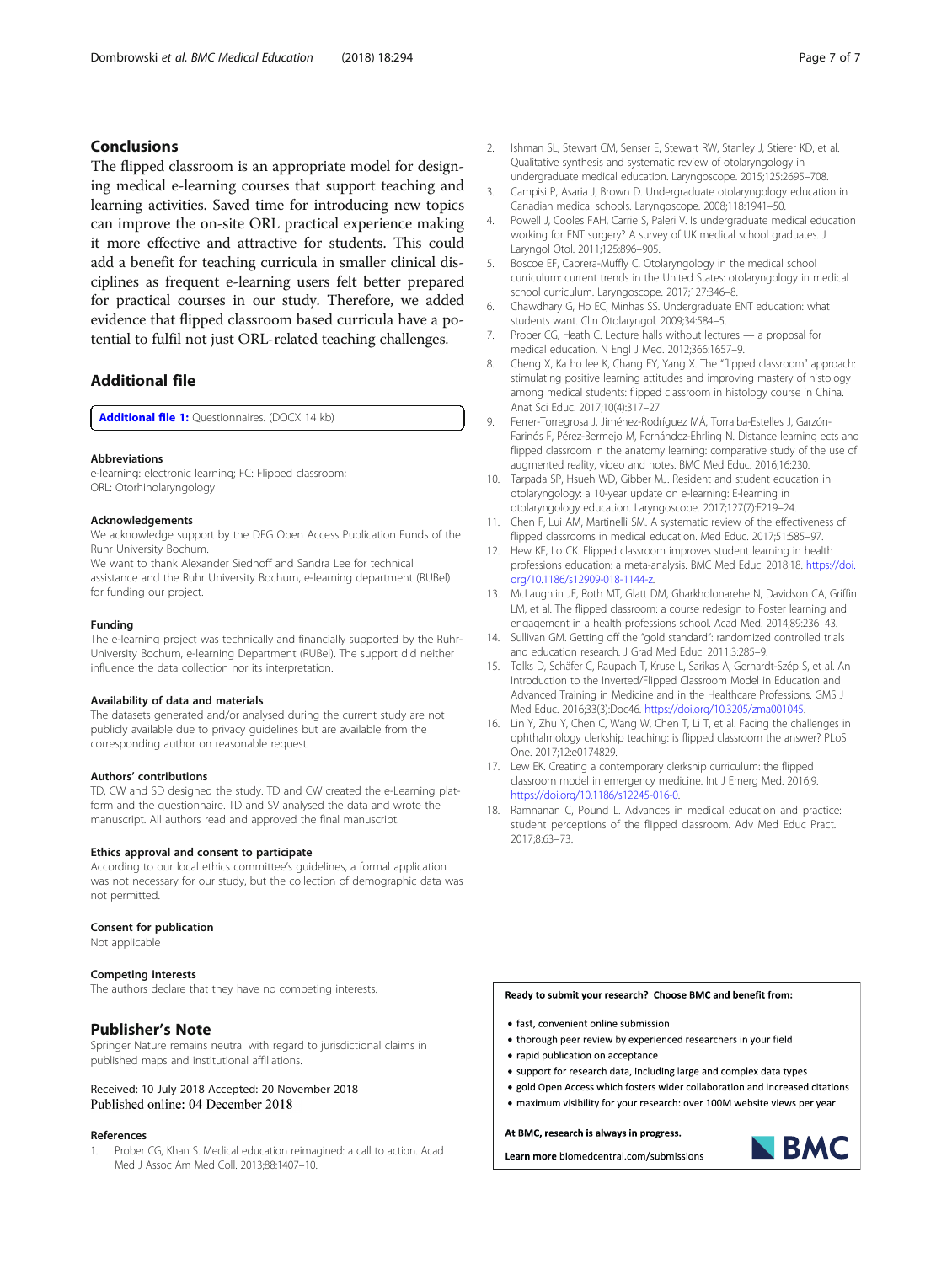## Conclusions

The flipped classroom is an appropriate model for designing medical e-learning courses that support teaching and learning activities. Saved time for introducing new topics can improve the on-site ORL practical experience making it more effective and attractive for students. This could add a benefit for teaching curricula in smaller clinical disciplines as frequent e-learning users felt better prepared for practical courses in our study. Therefore, we added evidence that flipped classroom based curricula have a potential to fulfil not just ORL-related teaching challenges.

## Additional file

**Additional file 1:** Questionnaires. (DOCX 14 kb)

#### Abbreviations

e-learning: electronic learning; FC: Flipped classroom; ORL: Otorhinolaryngology

#### Acknowledgements

We acknowledge support by the DFG Open Access Publication Funds of the Ruhr University Bochum.

We want to thank Alexander Siedhoff and Sandra Lee for technical assistance and the Ruhr University Bochum, e-learning department (RUBel) for funding our project.

#### Funding

The e-learning project was technically and financially supported by the Ruhr-University Bochum, e-learning Department (RUBel). The support did neither influence the data collection nor its interpretation.

#### Availability of data and materials

The datasets generated and/or analysed during the current study are not publicly available due to privacy guidelines but are available from the corresponding author on reasonable request.

#### Authors' contributions

TD, CW and SD designed the study. TD and CW created the e-Learning platform and the questionnaire. TD and SV analysed the data and wrote the manuscript. All authors read and approved the final manuscript.

#### Ethics approval and consent to participate

According to our local ethics committee's guidelines, a formal application was not necessary for our study, but the collection of demographic data was not permitted.

#### Consent for publication

Not applicable

#### Competing interests

The authors declare that they have no competing interests.

## Publisher's Note

Springer Nature remains neutral with regard to jurisdictional claims in published maps and institutional affiliations.

Received: 10 July 2018 Accepted: 20 November 2018
Published online: 04 December 2018

#### References

1. Prober CG, Khan S. Medical education reimagined: a call to action. Acad Med J Assoc Am Med Coll. 2013;88:1407–10.
2. Ishman SL, Stewart CM, Senser E, Stewart RW, Stanley J, Stierer KD, et al. Qualitative synthesis and systematic review of otolaryngology in undergraduate medical education. Laryngoscope. 2015;125:2695–708.
3. Campisi P, Asaria J, Brown D. Undergraduate otolaryngology education in Canadian medical schools. Laryngoscope. 2008;118:1941–50.
4. Powell J, Cooles FAH, Carrie S, Paleri V. Is undergraduate medical education working for ENT surgery? A survey of UK medical school graduates. J Laryngol Otol. 2011;125:896–905.
5. Boscoe EF, Cabrera-Muffly C. Otolaryngology in the medical school curriculum: current trends in the United States: otolaryngology in medical school curriculum. Laryngoscope. 2017;127:346–8.
6. Chawdhary G, Ho EC, Minhas SS. Undergraduate ENT education: what students want. Clin Otolaryngol. 2009;34:584–5.
7. Prober CG, Heath C. Lecture halls without lectures — a proposal for medical education. N Engl J Med. 2012;366:1657–9.
8. Cheng X, Ka ho lee K, Chang EY, Yang X. The "flipped classroom" approach: stimulating positive learning attitudes and improving mastery of histology among medical students: flipped classroom in histology course in China. Anat Sci Educ. 2017;10(4):317–27.
9. Ferrer-Torregrosa J, Jiménez-Rodríguez MÁ, Torralba-Estelles J, Garzón-Farinós F, Pérez-Bermejo M, Fernández-Ehrling N. Distance learning ects and flipped classroom in the anatomy learning: comparative study of the use of augmented reality, video and notes. BMC Med Educ. 2016;16:230.
10. Tarpada SP, Hsueh WD, Gibber MJ. Resident and student education in otolaryngology: a 10-year update on e-learning: E-learning in otolaryngology education. Laryngoscope. 2017;127(7):E219–24.
11. Chen F, Lui AM, Martinelli SM. A systematic review of the effectiveness of flipped classrooms in medical education. Med Educ. 2017;51:585–97.
12. Hew KF, Lo CK. Flipped classroom improves student learning in health professions education: a meta-analysis. BMC Med Educ. 2018;18. https://doi.org/10.1186/s12909-018-1144-z.
13. McLaughlin JE, Roth MT, Glatt DM, Gharkholonarehe N, Davidson CA, Griffin LM, et al. The flipped classroom: a course redesign to Foster learning and engagement in a health professions school. Acad Med. 2014;89:236–43.
14. Sullivan GM. Getting off the "gold standard": randomized controlled trials and education research. J Grad Med Educ. 2011;3:285–9.
15. Tolks D, Schäfer C, Raupach T, Kruse L, Sarikas A, Gerhardt-Szép S, et al. An Introduction to the Inverted/Flipped Classroom Model in Education and Advanced Training in Medicine and in the Healthcare Professions. GMS J Med Educ. 2016;33(3):Doc46. https://doi.org/10.3205/zma001045.
16. Lin Y, Zhu Y, Chen C, Wang W, Chen T, Li T, et al. Facing the challenges in ophthalmology clerkship teaching: is flipped classroom the answer? PLoS One. 2017;12:e0174829.
17. Lew EK. Creating a contemporary clerkship curriculum: the flipped classroom model in emergency medicine. Int J Emerg Med. 2016;9. https://doi.org/10.1186/s12245-016-0.
18. Ramnanan C, Pound L. Advances in medical education and practice: student perceptions of the flipped classroom. Adv Med Educ Pract. 2017;8:63–73.